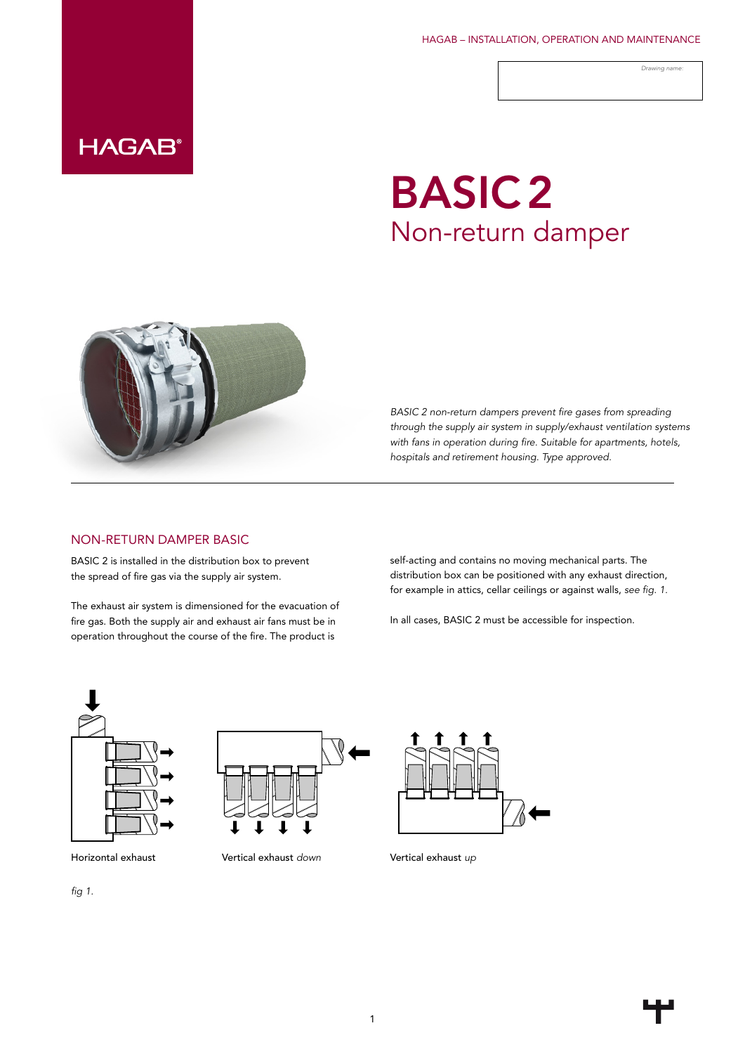HAGAB®

Drawing name:

# BASIC 2

## Non-return damper

*BASIC 2 non-return dampers prevent fire gases from spreading through the supply air system in supply/exhaust ventilation systems with fans in operation during fire. Suitable for apartments, hotels, hospitals and retirement housing. Type approved.*

### NON-RETURN DAMPER BASIC

BASIC 2 is installed in the distribution box to prevent the spread of fire gas via the supply air system.

The exhaust air system is dimensioned for the evacuation of fire gas. Both the supply air and exhaust air fans must be in operation throughout the course of the fire. The product is self-acting and contains no moving mechanical parts. The distribution box can be positioned with any exhaust direction, for example in attics, cellar ceilings or against walls, *see fig. 1.*

In all cases, BASIC 2 must be accessible for inspection.

Horizontal exhaust

Vertical exhaust *down*

Vertical exhaust *up*

*fig 1.*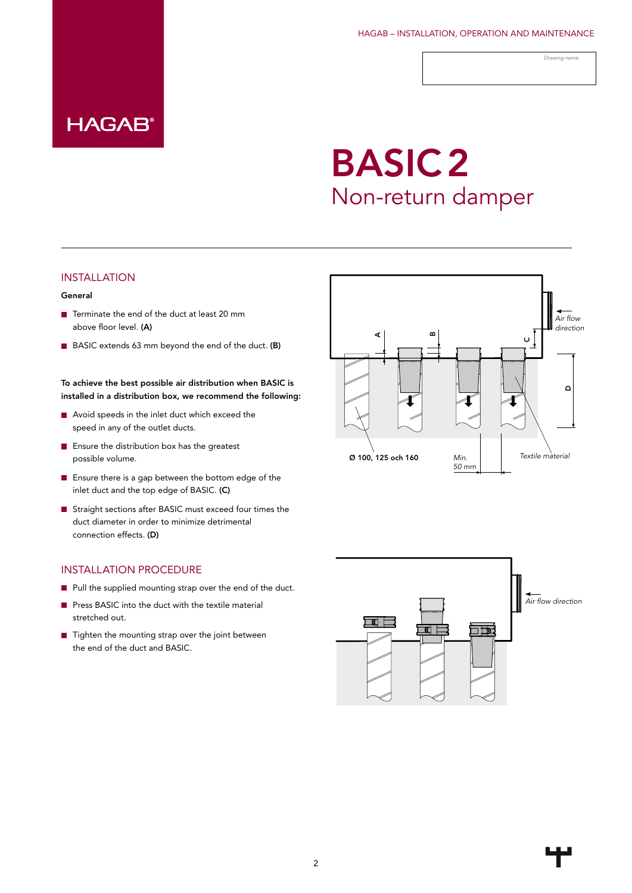# BASIC 2

Non-return damper

## INSTALLATION

### General

- Terminate the end of the duct at least 20 mm above floor level. **(A)**
- BASIC extends 63 mm beyond the end of the duct. **(B)**

**To achieve the best possible air distribution when BASIC is installed in a distribution box, we recommend the following:**

- Avoid speeds in the inlet duct which exceed the speed in any of the outlet ducts.
- Ensure the distribution box has the greatest possible volume.
- Ensure there is a gap between the bottom edge of the inlet duct and the top edge of BASIC. **(C)**
- Straight sections after BASIC must exceed four times the duct diameter in order to minimize detrimental connection effects. **(D)**

## INSTALLATION PROCEDURE

- Pull the supplied mounting strap over the end of the duct.
- Press BASIC into the duct with the textile material stretched out.
- Tighten the mounting strap over the joint between the end of the duct and BASIC.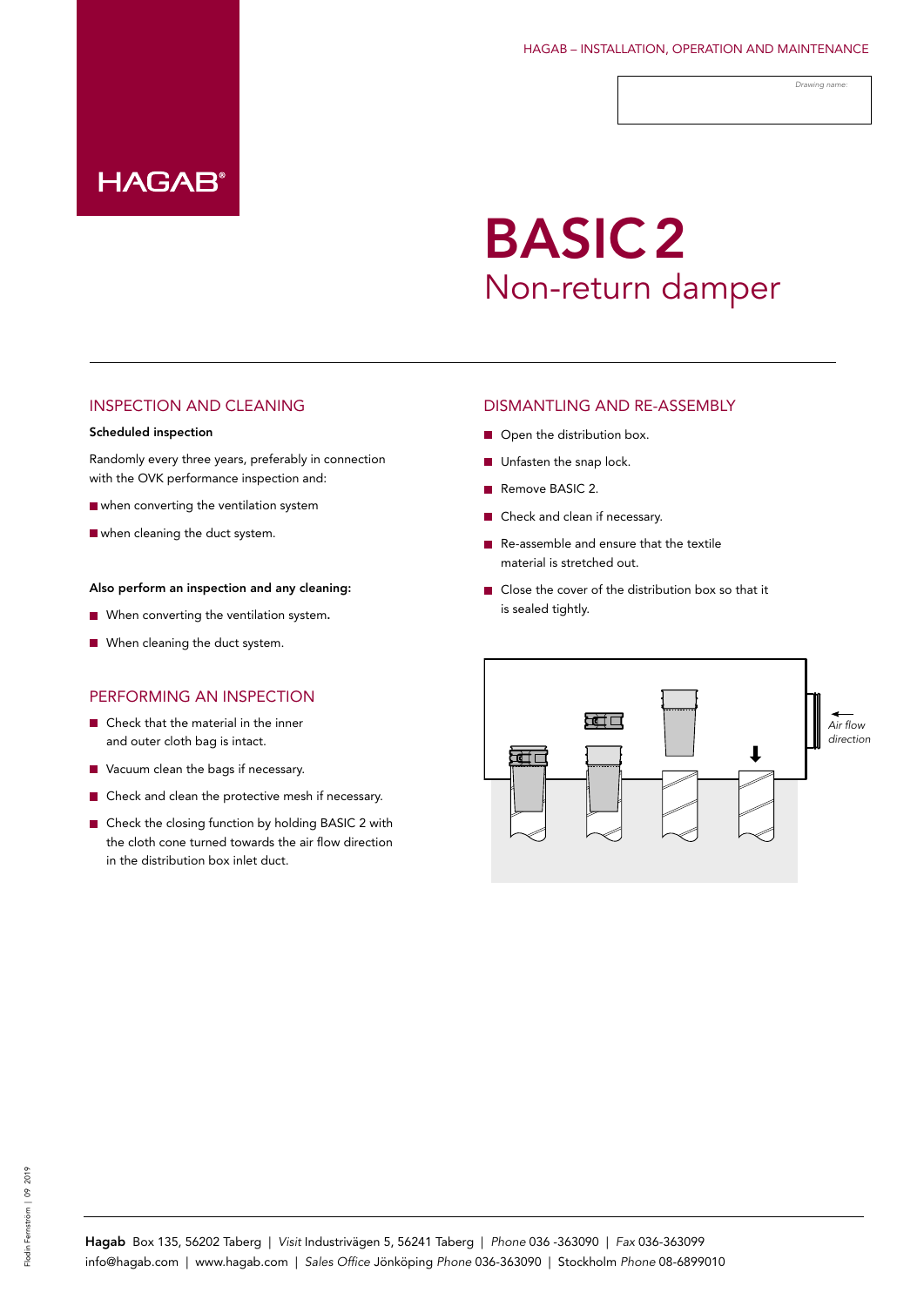HAGAB®

# BASIC 2
## Non-return damper

Drawing name:

## INSPECTION AND CLEANING

**Scheduled inspection**

Randomly every three years, preferably in connection with the OVK performance inspection and:

- when converting the ventilation system
- when cleaning the duct system.

**Also perform an inspection and any cleaning:**

- When converting the ventilation system.
- When cleaning the duct system.

## PERFORMING AN INSPECTION

- Check that the material in the inner and outer cloth bag is intact.
- Vacuum clean the bags if necessary.
- Check and clean the protective mesh if necessary.
- Check the closing function by holding BASIC 2 with the cloth cone turned towards the air flow direction in the distribution box inlet duct.

## DISMANTLING AND RE-ASSEMBLY

- Open the distribution box.
- Unfasten the snap lock.
- Remove BASIC 2.
- Check and clean if necessary.
- Re-assemble and ensure that the textile material is stretched out.
- Close the cover of the distribution box so that it is sealed tightly.

*Air flow direction*

**Hagab** Box 135, 56202 Taberg | *Visit* Industrivägen 5, 56241 Taberg | *Phone* 036 -363090 | *Fax* 036-363099
info@hagab.com | www.hagab.com | *Sales Office* Jönköping *Phone* 036-363090 | Stockholm *Phone* 08-6899010